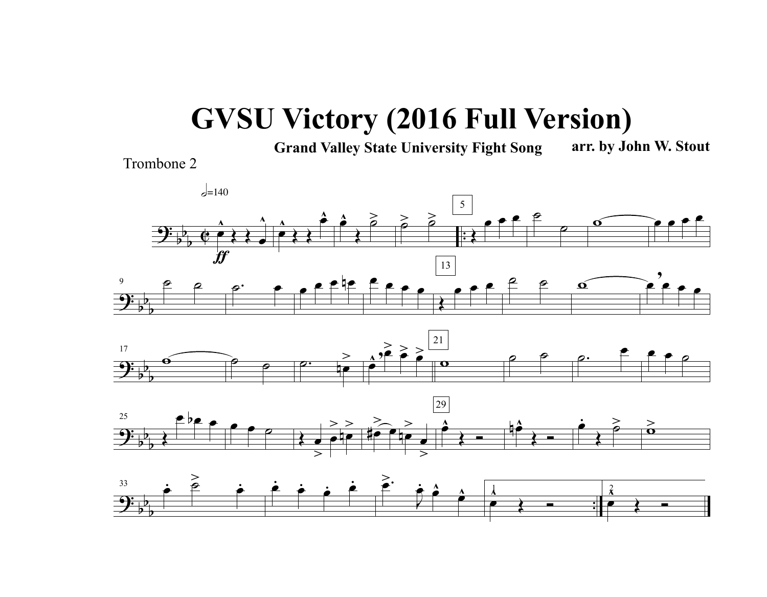# GVSU Victory (2016 Full Version)

**Grand Valley State University Fight Song**

**arr. by John W. Stout**

Trombone 2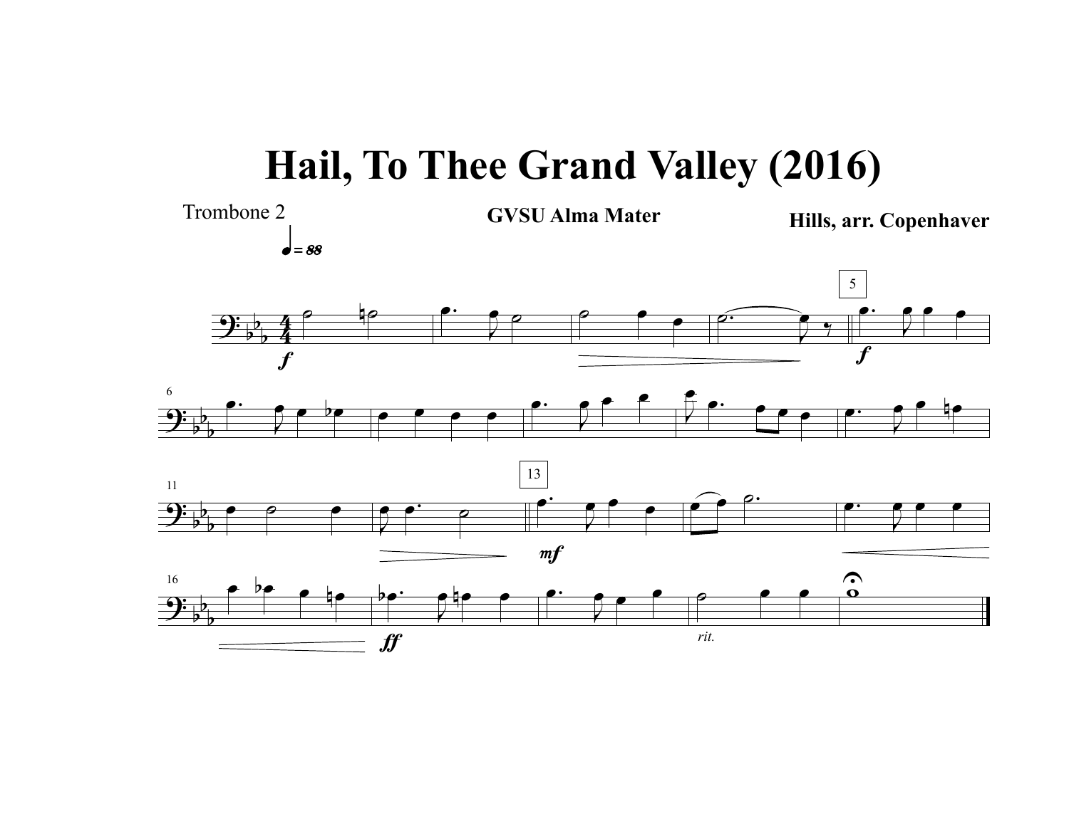# Hail, To Thee Grand Valley (2016)

Trombone 2

**GVSU Alma Mater**

**Hills, arr. Copenhaver**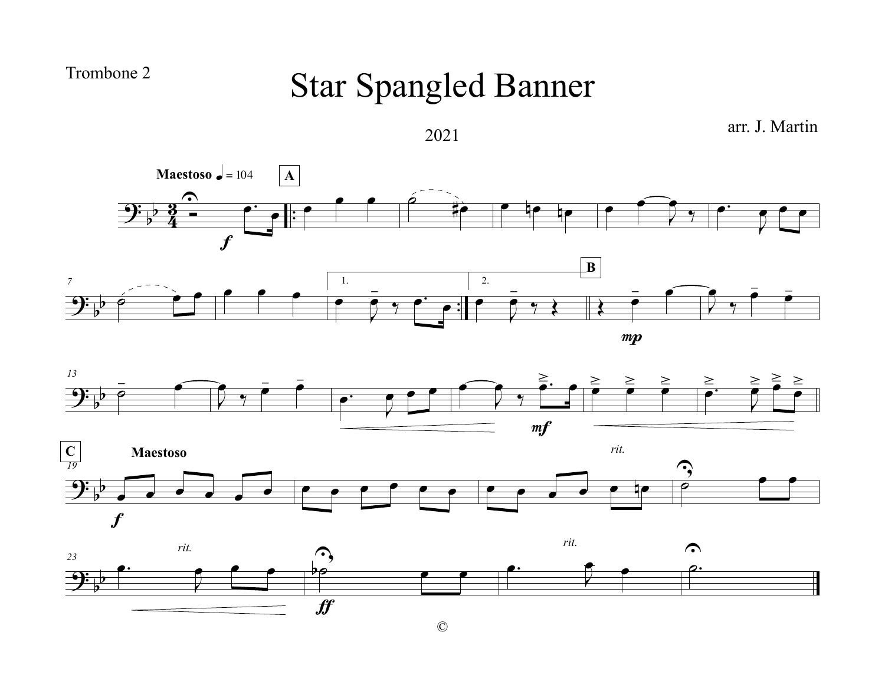Trombone 2

# Star Spangled Banner

2021

arr. J. Martin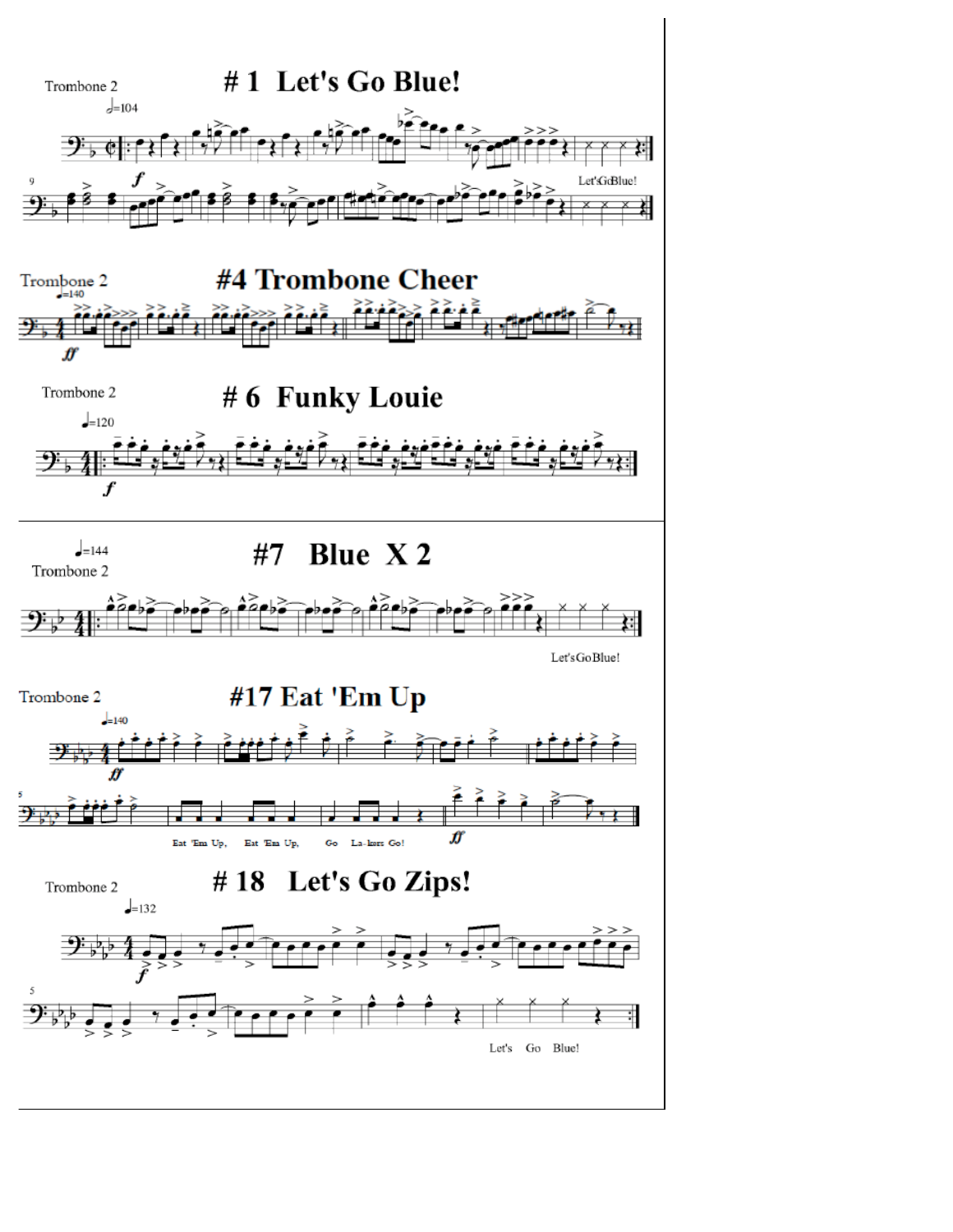Trombone 2

# # 1 Let's Go Blue!

♩=104

*f*

Let's Go Blue!

Trombone 2

# #4 Trombone Cheer

♩=140

*ff*

Trombone 2

# # 6 Funky Louie

♩=120

*f*

♩=144

Trombone 2

# #7 Blue X 2

Let's Go Blue!

Trombone 2

# #17 Eat 'Em Up

♩=140

*ff*

Eat 'Em Up, Eat 'Em Up, Go La-kers Go!

*ff*

Trombone 2

# # 18 Let's Go Zips!

♩=132

*f*

Let's Go Blue!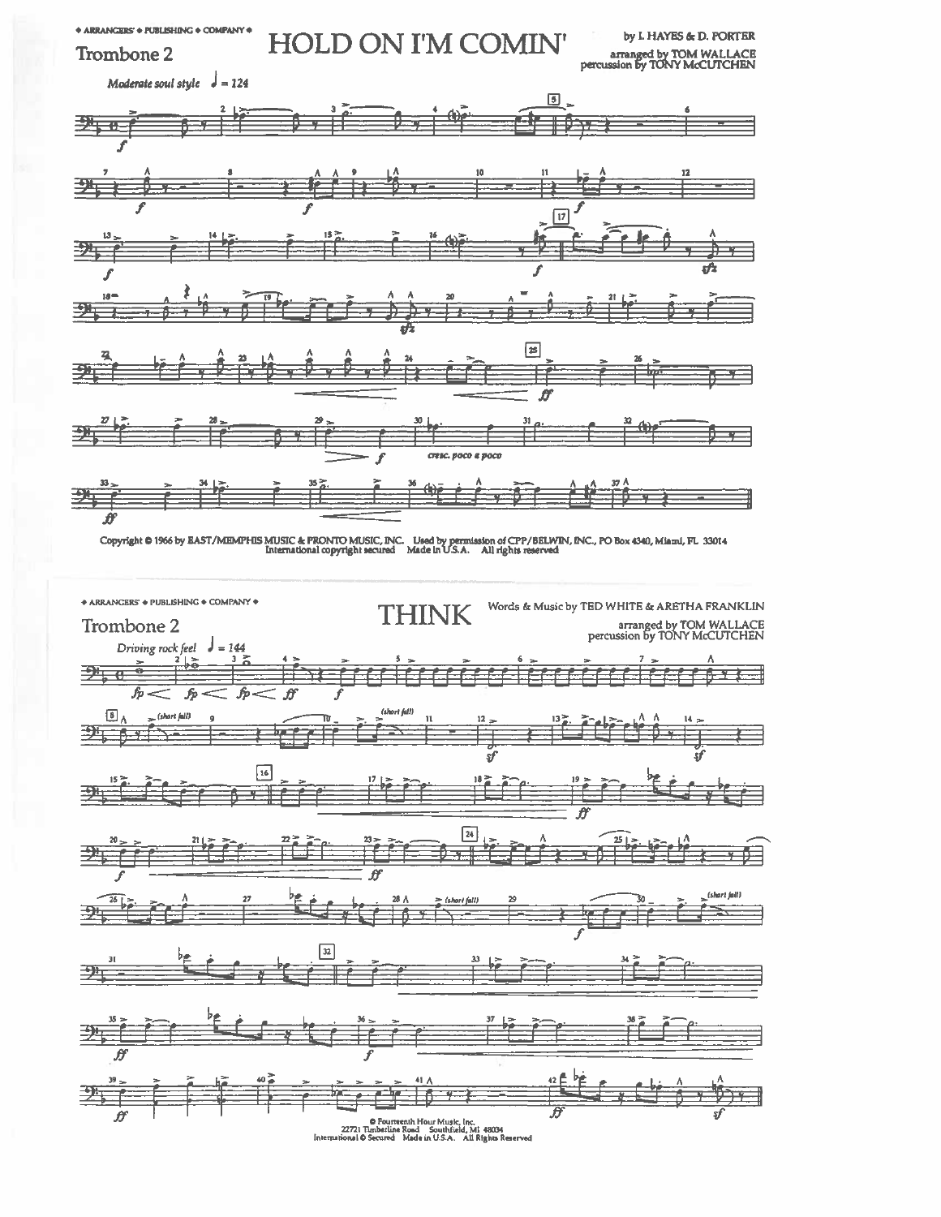◆ ARRANGERS' ◆ PUBLISHING ◆ COMPANY ◆

Trombone 2

# HOLD ON I'M COMIN'

by I. HAYES & D. PORTER
arranged by TOM WALLACE
percussion by TONY McCUTCHEN

*Moderate soul style* ♩ = 124

Copyright © 1966 by EAST/MEMPHIS MUSIC & PRONTO MUSIC, INC. Used by permission of CPP/BELWIN, INC., PO Box 4340, Miami, FL 33014
International copyright secured Made in U.S.A. All rights reserved

◆ ARRANGERS' ◆ PUBLISHING ◆ COMPANY ◆

Trombone 2

# THINK

Words & Music by TED WHITE & ARETHA FRANKLIN
arranged by TOM WALLACE
percussion by TONY McCUTCHEN

*Driving rock feel* ♩ = 144

© Fourteenth Hour Music, Inc.
22721 Timberline Road Southfield, MI 48034
International © Secured Made in U.S.A. All Rights Reserved